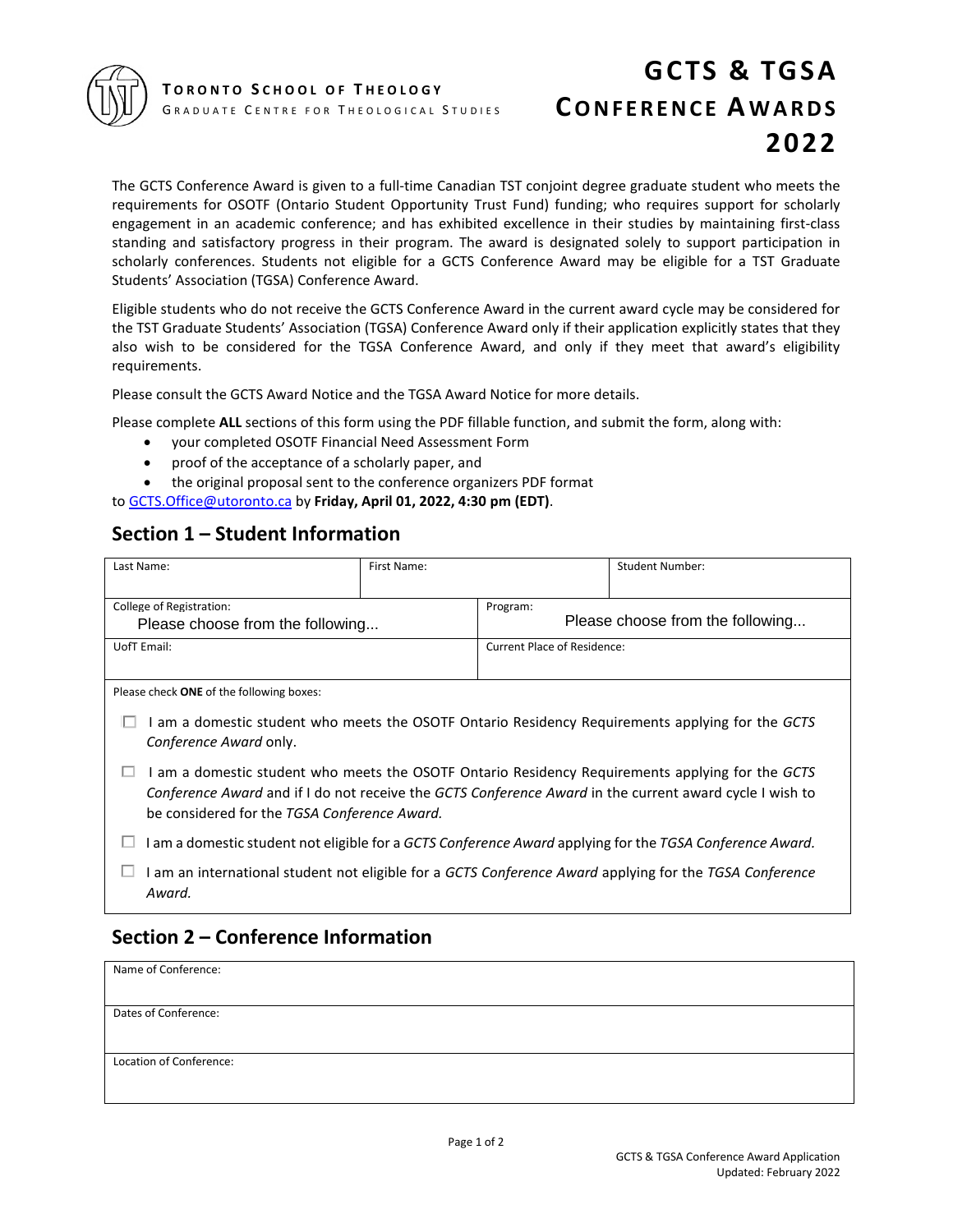**Toronto School of Theology**
Graduate Centre for Theological Studies

# GCTS & TGSA Conference Awards 2022

The GCTS Conference Award is given to a full-time Canadian TST conjoint degree graduate student who meets the requirements for OSOTF (Ontario Student Opportunity Trust Fund) funding; who requires support for scholarly engagement in an academic conference; and has exhibited excellence in their studies by maintaining first-class standing and satisfactory progress in their program. The award is designated solely to support participation in scholarly conferences. Students not eligible for a GCTS Conference Award may be eligible for a TST Graduate Students' Association (TGSA) Conference Award.

Eligible students who do not receive the GCTS Conference Award in the current award cycle may be considered for the TST Graduate Students' Association (TGSA) Conference Award only if their application explicitly states that they also wish to be considered for the TGSA Conference Award, and only if they meet that award's eligibility requirements.

Please consult the GCTS Award Notice and the TGSA Award Notice for more details.

Please complete **ALL** sections of this form using the PDF fillable function, and submit the form, along with:

- your completed OSOTF Financial Need Assessment Form
- proof of the acceptance of a scholarly paper, and
- the original proposal sent to the conference organizers PDF format

to GCTS.Office@utoronto.ca by **Friday, April 01, 2022, 4:30 pm (EDT)**.

## Section 1 – Student Information

| Last Name: | First Name: | Student Number: |
|---|---|---|
| College of Registration: Please choose from the following... | Program: Please choose from the following... | |
| UofT Email: | Current Place of Residence: | |

Please check **ONE** of the following boxes:

- ☐ I am a domestic student who meets the OSOTF Ontario Residency Requirements applying for the *GCTS Conference Award* only.
- ☐ I am a domestic student who meets the OSOTF Ontario Residency Requirements applying for the *GCTS Conference Award* and if I do not receive the *GCTS Conference Award* in the current award cycle I wish to be considered for the *TGSA Conference Award.*
- ☐ I am a domestic student not eligible for a *GCTS Conference Award* applying for the *TGSA Conference Award.*
- ☐ I am an international student not eligible for a *GCTS Conference Award* applying for the *TGSA Conference Award.*

## Section 2 – Conference Information

| Name of Conference: |
|---|
| Dates of Conference: |
| Location of Conference: |

GCTS & TGSA Conference Award Application
Updated: February 2022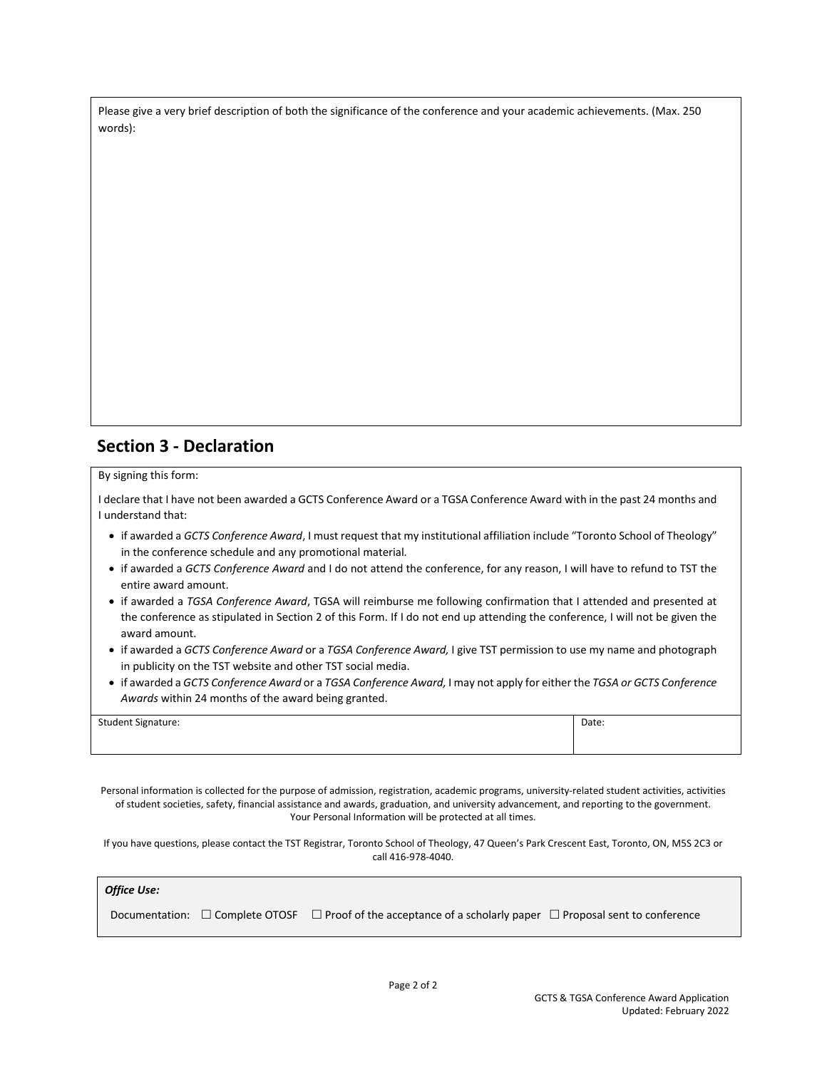Please give a very brief description of both the significance of the conference and your academic achievements. (Max. 250 words):

## Section 3 - Declaration

By signing this form:

I declare that I have not been awarded a GCTS Conference Award or a TGSA Conference Award with in the past 24 months and I understand that:

- if awarded a *GCTS Conference Award*, I must request that my institutional affiliation include "Toronto School of Theology" in the conference schedule and any promotional material.
- if awarded a *GCTS Conference Award* and I do not attend the conference, for any reason, I will have to refund to TST the entire award amount.
- if awarded a *TGSA Conference Award*, TGSA will reimburse me following confirmation that I attended and presented at the conference as stipulated in Section 2 of this Form. If I do not end up attending the conference, I will not be given the award amount.
- if awarded a *GCTS Conference Award* or a *TGSA Conference Award,* I give TST permission to use my name and photograph in publicity on the TST website and other TST social media.
- if awarded a *GCTS Conference Award* or a *TGSA Conference Award,* I may not apply for either the *TGSA or GCTS Conference Awards* within 24 months of the award being granted.

| | |
|---|---|
| Student Signature: | Date: |

Personal information is collected for the purpose of admission, registration, academic programs, university-related student activities, activities of student societies, safety, financial assistance and awards, graduation, and university advancement, and reporting to the government. Your Personal Information will be protected at all times.

If you have questions, please contact the TST Registrar, Toronto School of Theology, 47 Queen's Park Crescent East, Toronto, ON, M5S 2C3 or call 416-978-4040.

***Office Use:***

Documentation: ☐ Complete OTOSF ☐ Proof of the acceptance of a scholarly paper ☐ Proposal sent to conference

GCTS & TGSA Conference Award Application
Updated: February 2022